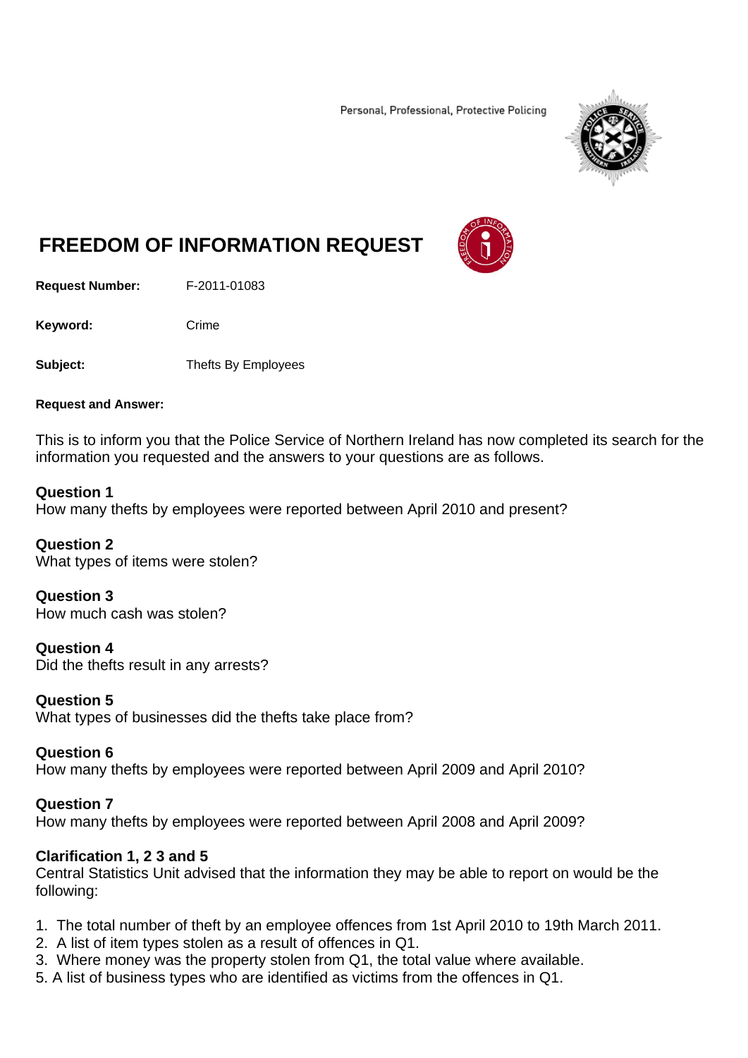Personal, Professional, Protective Policing

# FREEDOM OF INFORMATION REQUEST

**Request Number:** F-2011-01083

**Keyword:** Crime

**Subject:** Thefts By Employees

**Request and Answer:**

This is to inform you that the Police Service of Northern Ireland has now completed its search for the information you requested and the answers to your questions are as follows.

**Question 1**
How many thefts by employees were reported between April 2010 and present?

**Question 2**
What types of items were stolen?

**Question 3**
How much cash was stolen?

**Question 4**
Did the thefts result in any arrests?

**Question 5**
What types of businesses did the thefts take place from?

**Question 6**
How many thefts by employees were reported between April 2009 and April 2010?

**Question 7**
How many thefts by employees were reported between April 2008 and April 2009?

**Clarification 1, 2 3 and 5**
Central Statistics Unit advised that the information they may be able to report on would be the following:

1. The total number of theft by an employee offences from 1st April 2010 to 19th March 2011.
2. A list of item types stolen as a result of offences in Q1.
3. Where money was the property stolen from Q1, the total value where available.
5. A list of business types who are identified as victims from the offences in Q1.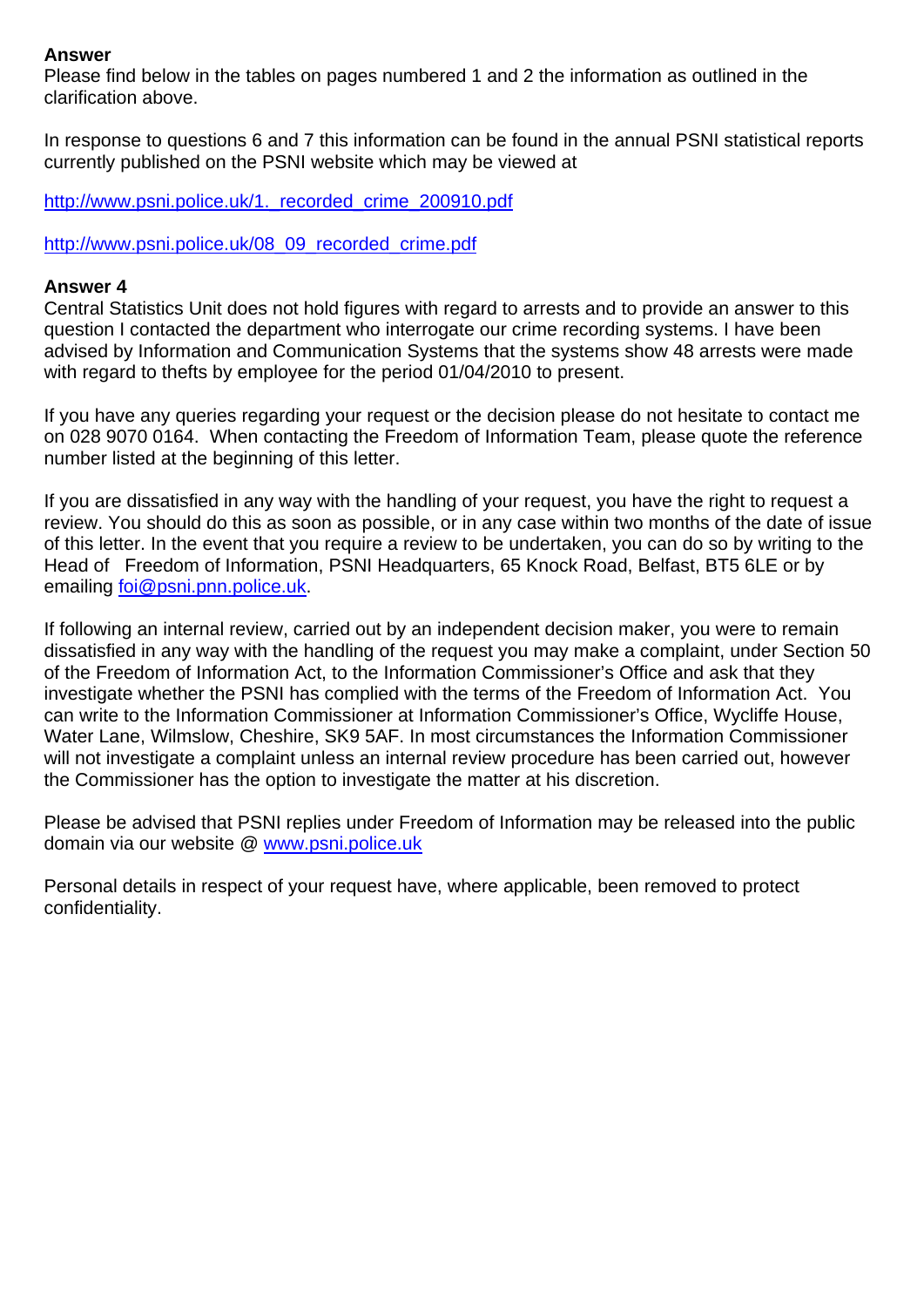**Answer**

Please find below in the tables on pages numbered 1 and 2 the information as outlined in the clarification above.

In response to questions 6 and 7 this information can be found in the annual PSNI statistical reports currently published on the PSNI website which may be viewed at

http://www.psni.police.uk/1._recorded_crime_200910.pdf

http://www.psni.police.uk/08_09_recorded_crime.pdf

**Answer 4**

Central Statistics Unit does not hold figures with regard to arrests and to provide an answer to this question I contacted the department who interrogate our crime recording systems. I have been advised by Information and Communication Systems that the systems show 48 arrests were made with regard to thefts by employee for the period 01/04/2010 to present.

If you have any queries regarding your request or the decision please do not hesitate to contact me on 028 9070 0164. When contacting the Freedom of Information Team, please quote the reference number listed at the beginning of this letter.

If you are dissatisfied in any way with the handling of your request, you have the right to request a review. You should do this as soon as possible, or in any case within two months of the date of issue of this letter. In the event that you require a review to be undertaken, you can do so by writing to the Head of Freedom of Information, PSNI Headquarters, 65 Knock Road, Belfast, BT5 6LE or by emailing foi@psni.pnn.police.uk.

If following an internal review, carried out by an independent decision maker, you were to remain dissatisfied in any way with the handling of the request you may make a complaint, under Section 50 of the Freedom of Information Act, to the Information Commissioner's Office and ask that they investigate whether the PSNI has complied with the terms of the Freedom of Information Act. You can write to the Information Commissioner at Information Commissioner's Office, Wycliffe House, Water Lane, Wilmslow, Cheshire, SK9 5AF. In most circumstances the Information Commissioner will not investigate a complaint unless an internal review procedure has been carried out, however the Commissioner has the option to investigate the matter at his discretion.

Please be advised that PSNI replies under Freedom of Information may be released into the public domain via our website @ www.psni.police.uk

Personal details in respect of your request have, where applicable, been removed to protect confidentiality.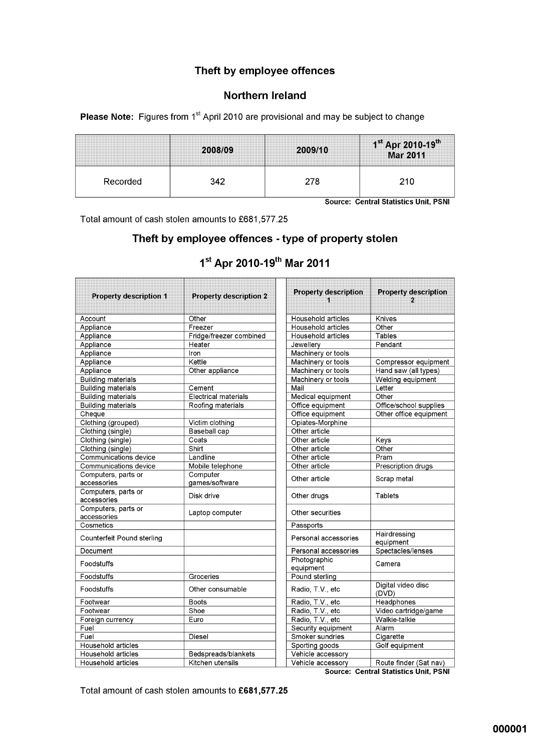## Theft by employee offences

## Northern Ireland

**Please Note:** Figures from 1st April 2010 are provisional and may be subject to change

| | 2008/09 | 2009/10 | 1st Apr 2010-19th Mar 2011 |
|---|---|---|---|
| Recorded | 342 | 278 | 210 |

**Source: Central Statistics Unit, PSNI**

Total amount of cash stolen amounts to £681,577.25

## Theft by employee offences - type of property stolen

## 1st Apr 2010-19th Mar 2011

| Property description 1 | Property description 2 |
|---|---|
| Account | Other |
| Appliance | Freezer |
| Appliance | Fridge/freezer combined |
| Appliance | Heater |
| Appliance | Iron |
| Appliance | Kettle |
| Appliance | Other appliance |
| Building materials | |
| Building materials | Cement |
| Building materials | Electrical materials |
| Building materials | Roofing materials |
| Cheque | |
| Clothing (grouped) | Victim clothing |
| Clothing (single) | Baseball cap |
| Clothing (single) | Coats |
| Clothing (single) | Shirt |
| Communications device | Landline |
| Communications device | Mobile telephone |
| Computers, parts or accessories | Computer games/software |
| Computers, parts or accessories | Disk drive |
| Computers, parts or accessories | Laptop computer |
| Cosmetics | |
| Counterfeit Pound sterling | |
| Document | |
| Foodstuffs | |
| Foodstuffs | Groceries |
| Foodstuffs | Other consumable |
| Footwear | Boots |
| Footwear | Shoe |
| Foreign currency | Euro |
| Fuel | |
| Fuel | Diesel |
| Household articles | |
| Household articles | Bedspreads/blankets |
| Household articles | Kitchen utensils |
| Household articles | Knives |
| Household articles | Other |
| Household articles | Tables |
| Jewellery | Pendant |
| Machinery or tools | |
| Machinery or tools | Compressor equipment |
| Machinery or tools | Hand saw (all types) |
| Machinery or tools | Welding equipment |
| Mail | Letter |
| Medical equipment | Other |
| Office equipment | Office/school supplies |
| Office equipment | Other office equipment |
| Opiates-Morphine | |
| Other article | |
| Other article | Keys |
| Other article | Other |
| Other article | Pram |
| Other article | Prescription drugs |
| Other article | Scrap metal |
| Other drugs | Tablets |
| Other securities | |
| Passports | |
| Personal accessories | Hairdressing equipment |
| Personal accessories | Spectacles/lenses |
| Photographic equipment | Camera |
| Pound sterling | |
| Radio, T.V., etc | Digital video disc (DVD) |
| Radio, T.V., etc | Headphones |
| Radio, T.V., etc | Video cartridge/game |
| Radio, T.V., etc | Walkie-talkie |
| Security equipment | Alarm |
| Smoker sundries | Cigarette |
| Sporting goods | Golf equipment |
| Vehicle accessory | |
| Vehicle accessory | Route finder (Sat nav) |

**Source: Central Statistics Unit, PSNI**

Total amount of cash stolen amounts to **£681,577.25**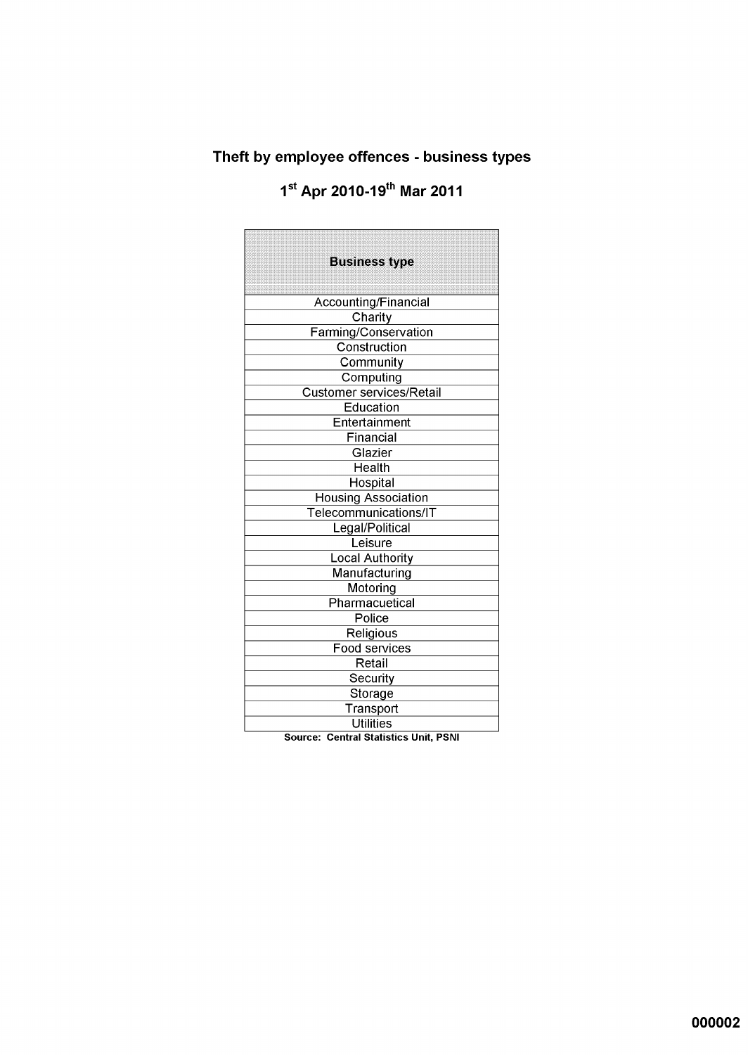# Theft by employee offences - business types

## 1st Apr 2010-19th Mar 2011

| Business type |
|---|
| Accounting/Financial |
| Charity |
| Farming/Conservation |
| Construction |
| Community |
| Computing |
| Customer services/Retail |
| Education |
| Entertainment |
| Financial |
| Glazier |
| Health |
| Hospital |
| Housing Association |
| Telecommunications/IT |
| Legal/Political |
| Leisure |
| Local Authority |
| Manufacturing |
| Motoring |
| Pharmacuetical |
| Police |
| Religious |
| Food services |
| Retail |
| Security |
| Storage |
| Transport |
| Utilities |

**Source: Central Statistics Unit, PSNI**

000002